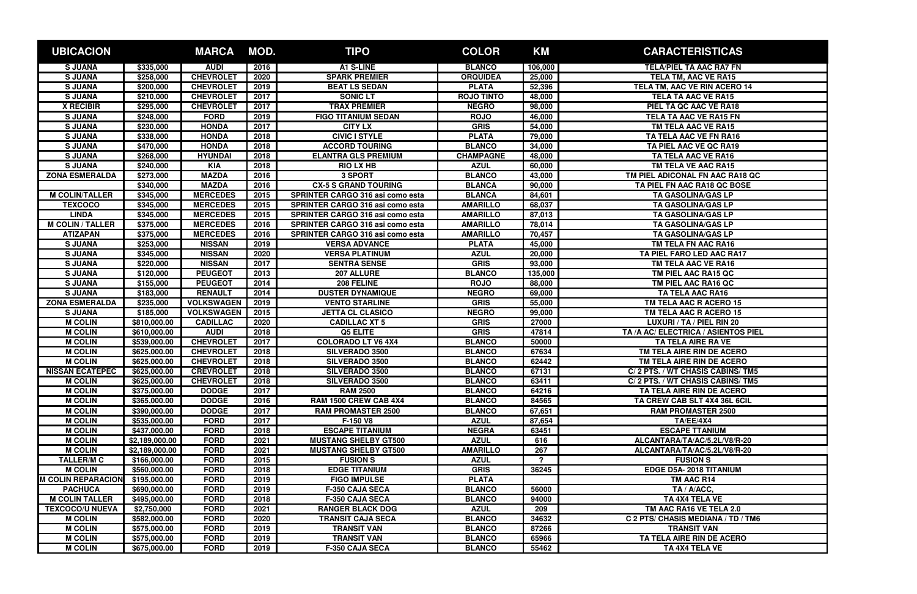| UBICACION | | MARCA | MOD. | TIPO | COLOR | KM | CARACTERISTICAS |
|---|---|---|---|---|---|---|---|
| S JUANA | $335,000 | AUDI | 2016 | A1 S-LINE | BLANCO | 106,000 | TELA/PIEL TA AAC RA7 FN |
| S JUANA | $258,000 | CHEVROLET | 2020 | SPARK PREMIER | ORQUIDEA | 25,000 | TELA TM, AAC VE RA15 |
| S JUANA | $200,000 | CHEVROLET | 2019 | BEAT LS SEDAN | PLATA | 52,396 | TELA TM, AAC VE RIN ACERO 14 |
| S JUANA | $210,000 | CHEVROLET | 2017 | SONIC LT | ROJO TINTO | 48,000 | TELA TA AAC VE RA15 |
| X RECIBIR | $295,000 | CHEVROLET | 2017 | TRAX PREMIER | NEGRO | 98,000 | PIEL TA QC AAC VE RA18 |
| S JUANA | $248,000 | FORD | 2019 | FIGO TITANIUM SEDAN | ROJO | 46,000 | TELA TA AAC VE RA15 FN |
| S JUANA | $230,000 | HONDA | 2017 | CITY LX | GRIS | 54,000 | TM TELA AAC VE RA15 |
| S JUANA | $338,000 | HONDA | 2018 | CIVIC I STYLE | PLATA | 79,000 | TA TELA AAC VE FN RA16 |
| S JUANA | $470,000 | HONDA | 2018 | ACCORD TOURING | BLANCO | 34,000 | TA PIEL AAC VE QC RA19 |
| S JUANA | $268,000 | HYUNDAI | 2018 | ELANTRA GLS PREMIUM | CHAMPAGNE | 48,000 | TA TELA AAC VE RA16 |
| S JUANA | $240,000 | KIA | 2018 | RIO LX HB | AZUL | 60,000 | TM TELA VE AAC RA15 |
| ZONA ESMERALDA | $273,000 | MAZDA | 2016 | 3 SPORT | BLANCO | 43,000 | TM PIEL ADICONAL FN AAC RA18 QC |
| | $340,000 | MAZDA | 2016 | CX-5 S GRAND TOURING | BLANCA | 90,000 | TA PIEL FN AAC RA18 QC BOSE |
| M COLIN/TALLER | $345,000 | MERCEDES | 2015 | SPRINTER CARGO 316 asi como esta | BLANCA | 84,601 | TA GASOLINA/GAS LP |
| TEXCOCO | $345,000 | MERCEDES | 2015 | SPRINTER CARGO 316 asi como esta | AMARILLO | 68,037 | TA GASOLINA/GAS LP |
| LINDA | $345,000 | MERCEDES | 2015 | SPRINTER CARGO 316 asi como esta | AMARILLO | 87,013 | TA GASOLINA/GAS LP |
| M COLIN / TALLER | $375,000 | MERCEDES | 2016 | SPRINTER CARGO 316 asi como esta | AMARILLO | 78,014 | TA GASOLINA/GAS LP |
| ATIZAPAN | $375,000 | MERCEDES | 2016 | SPRINTER CARGO 316 asi como esta | AMARILLO | 70,457 | TA GASOLINA/GAS LP |
| S JUANA | $253,000 | NISSAN | 2019 | VERSA ADVANCE | PLATA | 45,000 | TM TELA FN AAC RA16 |
| S JUANA | $345,000 | NISSAN | 2020 | VERSA PLATINUM | AZUL | 20,000 | TA PIEL FARO LED AAC RA17 |
| S JUANA | $220,000 | NISSAN | 2017 | SENTRA SENSE | GRIS | 93,000 | TM TELA AAC VE RA16 |
| S JUANA | $120,000 | PEUGEOT | 2013 | 207 ALLURE | BLANCO | 135,000 | TM PIEL AAC RA15 QC |
| S JUANA | $155,000 | PEUGEOT | 2014 | 208 FELINE | ROJO | 88,000 | TM PIEL AAC RA16 QC |
| S JUANA | $183,000 | RENAULT | 2014 | DUSTER DYNAMIQUE | NEGRO | 69,000 | TA TELA AAC RA16 |
| ZONA ESMERALDA | $235,000 | VOLKSWAGEN | 2019 | VENTO STARLINE | GRIS | 55,000 | TM TELA AAC R ACERO 15 |
| S JUANA | $185,000 | VOLKSWAGEN | 2015 | JETTA CL CLASICO | NEGRO | 99,000 | TM TELA AAC R ACERO 15 |
| M COLIN | $810,000.00 | CADILLAC | 2020 | CADILLAC XT 5 | GRIS | 27000 | LUXURI / TA / PIEL RIN 20 |
| M COLIN | $610,000.00 | AUDI | 2018 | Q5 ELITE | GRIS | 47814 | TA /A AC/ ELECTRICA / ASIENTOS PIEL |
| M COLIN | $539,000.00 | CHEVROLET | 2017 | COLORADO LT V6 4X4 | BLANCO | 50000 | TA TELA AIRE RA VE |
| M COLIN | $625,000.00 | CHEVROLET | 2018 | SILVERADO 3500 | BLANCO | 67634 | TM TELA AIRE RIN DE ACERO |
| M COLIN | $625,000.00 | CHEVROLET | 2018 | SILVERADO 3500 | BLANCO | 62442 | TM TELA AIRE RIN DE ACERO |
| NISSAN ECATEPEC | $625,000.00 | CREVROLET | 2018 | SILVERADO 3500 | BLANCO | 67131 | C/ 2 PTS. / WT CHASIS CABINS/ TM5 |
| M COLIN | $625,000.00 | CHEVROLET | 2018 | SILVERADO 3500 | BLANCO | 63411 | C/ 2 PTS. / WT CHASIS CABINS/ TM5 |
| M COLIN | $375,000.00 | DODGE | 2017 | RAM 2500 | BLANCO | 64216 | TA TELA AIRE RIN DE ACERO |
| M COLIN | $365,000.00 | DODGE | 2016 | RAM 1500 CREW CAB 4X4 | BLANCO | 84565 | TA CREW CAB SLT 4X4 36L 6CIL |
| M COLIN | $390,000.00 | DODGE | 2017 | RAM PROMASTER 2500 | BLANCO | 67,651 | RAM PROMASTER 2500 |
| M COLIN | $535,000.00 | FORD | 2017 | F-150 V8 | AZUL | 87,654 | TA/EE/4X4 |
| M COLIN | $437,000.00 | FORD | 2018 | ESCAPE TITANIUM | NEGRA | 63451 | ESCAPE TTANIUM |
| M COLIN | $2,189,000.00 | FORD | 2021 | MUSTANG SHELBY GT500 | AZUL | 616 | ALCANTARA/TA/AC/5.2L/V8/R-20 |
| M COLIN | $2,189,000.00 | FORD | 2021 | MUSTANG SHELBY GT500 | AMARILLO | 267 | ALCANTARA/TA/AC/5.2L/V8/R-20 |
| TALLER/M C | $166,000.00 | FORD | 2015 | FUSION S | AZUL | ? | FUSION S |
| M COLIN | $560,000.00 | FORD | 2018 | EDGE TITANIUM | GRIS | 36245 | EDGE D5A- 2018 TITANIUM |
| M COLIN REPARACION | $195,000.00 | FORD | 2019 | FIGO IMPULSE | PLATA | | TM AAC R14 |
| PACHUCA | $690,000.00 | FORD | 2019 | F-350 CAJA SECA | BLANCO | 56000 | TA / A/ACC, |
| M COLIN TALLER | $495,000.00 | FORD | 2018 | F-350 CAJA SECA | BLANCO | 94000 | TA 4X4 TELA VE |
| TEXCOCO/U NUEVA | $2,750,000 | FORD | 2021 | RANGER BLACK DOG | AZUL | 209 | TM AAC RA16 VE TELA 2.0 |
| M COLIN | $582,000.00 | FORD | 2020 | TRANSIT CAJA SECA | BLANCO | 34632 | C 2 PTS/ CHASIS MEDIANA / TD / TM6 |
| M COLIN | $575,000.00 | FORD | 2019 | TRANSIT VAN | BLANCO | 87266 | TRANSIT VAN |
| M COLIN | $575,000.00 | FORD | 2019 | TRANSIT VAN | BLANCO | 65966 | TA TELA AIRE RIN DE ACERO |
| M COLIN | $675,000.00 | FORD | 2019 | F-350 CAJA SECA | BLANCO | 55462 | TA 4X4 TELA VE |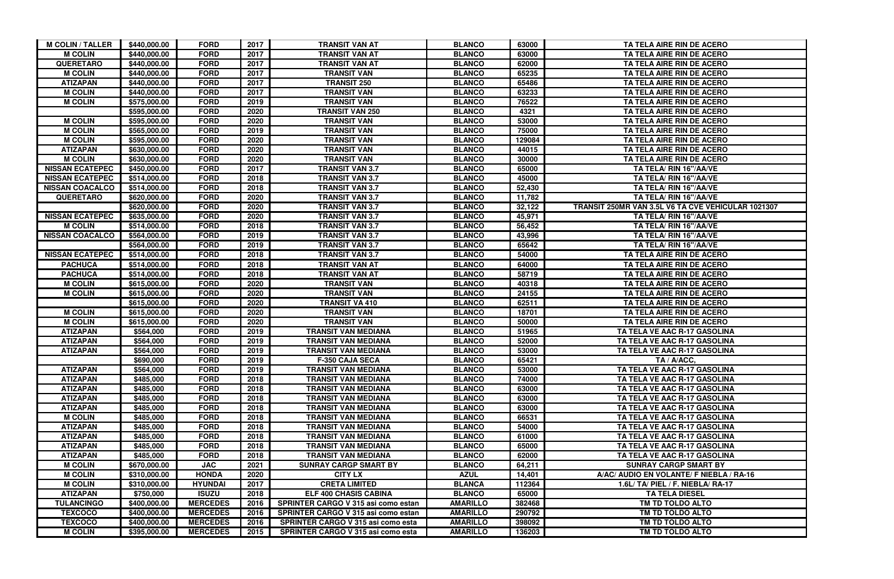| M COLIN / TALLER | $440,000.00 | FORD | 2017 | TRANSIT VAN AT | BLANCO | 63000 | TA TELA AIRE RIN DE ACERO |
|---|---|---|---|---|---|---|---|
| M COLIN | $440,000.00 | FORD | 2017 | TRANSIT VAN AT | BLANCO | 63000 | TA TELA AIRE RIN DE ACERO |
| QUERETARO | $440,000.00 | FORD | 2017 | TRANSIT VAN AT | BLANCO | 62000 | TA TELA AIRE RIN DE ACERO |
| M COLIN | $440,000.00 | FORD | 2017 | TRANSIT VAN | BLANCO | 65235 | TA TELA AIRE RIN DE ACERO |
| ATIZAPAN | $440,000.00 | FORD | 2017 | TRANSIT 250 | BLANCO | 65486 | TA TELA AIRE RIN DE ACERO |
| M COLIN | $440,000.00 | FORD | 2017 | TRANSIT VAN | BLANCO | 63233 | TA TELA AIRE RIN DE ACERO |
| M COLIN | $575,000.00 | FORD | 2019 | TRANSIT VAN | BLANCO | 76522 | TA TELA AIRE RIN DE ACERO |
| | $595,000.00 | FORD | 2020 | TRANSIT VAN 250 | BLANCO | 4321 | TA TELA AIRE RIN DE ACERO |
| M COLIN | $595,000.00 | FORD | 2020 | TRANSIT VAN | BLANCO | 53000 | TA TELA AIRE RIN DE ACERO |
| M COLIN | $565,000.00 | FORD | 2019 | TRANSIT VAN | BLANCO | 75000 | TA TELA AIRE RIN DE ACERO |
| M COLIN | $595,000.00 | FORD | 2020 | TRANSIT VAN | BLANCO | 129084 | TA TELA AIRE RIN DE ACERO |
| ATIZAPAN | $630,000.00 | FORD | 2020 | TRANSIT VAN | BLANCO | 44015 | TA TELA AIRE RIN DE ACERO |
| M COLIN | $630,000.00 | FORD | 2020 | TRANSIT VAN | BLANCO | 30000 | TA TELA AIRE RIN DE ACERO |
| NISSAN ECATEPEC | $450,000.00 | FORD | 2017 | TRANSIT VAN 3.7 | BLANCO | 65000 | TA TELA/ RIN 16"/AA/VE |
| NISSAN ECATEPEC | $514,000.00 | FORD | 2018 | TRANSIT VAN 3.7 | BLANCO | 45000 | TA TELA/ RIN 16"/AA/VE |
| NISSAN COACALCO | $514,000.00 | FORD | 2018 | TRANSIT VAN 3.7 | BLANCO | 52,430 | TA TELA/ RIN 16"/AA/VE |
| QUERETARO | $620,000.00 | FORD | 2020 | TRANSIT VAN 3.7 | BLANCO | 11,782 | TA TELA/ RIN 16"/AA/VE |
| | $620,000.00 | FORD | 2020 | TRANSIT VAN 3.7 | BLANCO | 32,122 | TRANSIT 250MR VAN 3.5L V6 TA CVE VEHICULAR 1021307 |
| NISSAN ECATEPEC | $635,000.00 | FORD | 2020 | TRANSIT VAN 3.7 | BLANCO | 45,971 | TA TELA/ RIN 16"/AA/VE |
| M COLIN | $514,000.00 | FORD | 2018 | TRANSIT VAN 3.7 | BLANCO | 56,452 | TA TELA/ RIN 16"/AA/VE |
| NISSAN COACALCO | $564,000.00 | FORD | 2019 | TRANSIT VAN 3.7 | BLANCO | 43,996 | TA TELA/ RIN 16"/AA/VE |
| | $564,000.00 | FORD | 2019 | TRANSIT VAN 3.7 | BLANCO | 65642 | TA TELA/ RIN 16"/AA/VE |
| NISSAN ECATEPEC | $514,000.00 | FORD | 2018 | TRANSIT VAN 3.7 | BLANCO | 54000 | TA TELA AIRE RIN DE ACERO |
| PACHUCA | $514,000.00 | FORD | 2018 | TRANSIT VAN AT | BLANCO | 64000 | TA TELA AIRE RIN DE ACERO |
| PACHUCA | $514,000.00 | FORD | 2018 | TRANSIT VAN AT | BLANCO | 58719 | TA TELA AIRE RIN DE ACERO |
| M COLIN | $615,000.00 | FORD | 2020 | TRANSIT VAN | BLANCO | 40318 | TA TELA AIRE RIN DE ACERO |
| M COLIN | $615,000.00 | FORD | 2020 | TRANSIT VAN | BLANCO | 24155 | TA TELA AIRE RIN DE ACERO |
| | $615,000.00 | FORD | 2020 | TRANSIT VA 410 | BLANCO | 62511 | TA TELA AIRE RIN DE ACERO |
| M COLIN | $615,000.00 | FORD | 2020 | TRANSIT VAN | BLANCO | 18701 | TA TELA AIRE RIN DE ACERO |
| M COLIN | $615,000.00 | FORD | 2020 | TRANSIT VAN | BLANCO | 50000 | TA TELA AIRE RIN DE ACERO |
| ATIZAPAN | $564,000 | FORD | 2019 | TRANSIT VAN MEDIANA | BLANCO | 51965 | TA TELA VE AAC R-17 GASOLINA |
| ATIZAPAN | $564,000 | FORD | 2019 | TRANSIT VAN MEDIANA | BLANCO | 52000 | TA TELA VE AAC R-17 GASOLINA |
| ATIZAPAN | $564,000 | FORD | 2019 | TRANSIT VAN MEDIANA | BLANCO | 53000 | TA TELA VE AAC R-17 GASOLINA |
| | $690,000 | FORD | 2019 | F-350 CAJA SECA | BLANCO | 65421 | TA / A/ACC, |
| ATIZAPAN | $564,000 | FORD | 2019 | TRANSIT VAN MEDIANA | BLANCO | 53000 | TA TELA VE AAC R-17 GASOLINA |
| ATIZAPAN | $485,000 | FORD | 2018 | TRANSIT VAN MEDIANA | BLANCO | 74000 | TA TELA VE AAC R-17 GASOLINA |
| ATIZAPAN | $485,000 | FORD | 2018 | TRANSIT VAN MEDIANA | BLANCO | 63000 | TA TELA VE AAC R-17 GASOLINA |
| ATIZAPAN | $485,000 | FORD | 2018 | TRANSIT VAN MEDIANA | BLANCO | 63000 | TA TELA VE AAC R-17 GASOLINA |
| ATIZAPAN | $485,000 | FORD | 2018 | TRANSIT VAN MEDIANA | BLANCO | 63000 | TA TELA VE AAC R-17 GASOLINA |
| M COLIN | $485,000 | FORD | 2018 | TRANSIT VAN MEDIANA | BLANCO | 66531 | TA TELA VE AAC R-17 GASOLINA |
| ATIZAPAN | $485,000 | FORD | 2018 | TRANSIT VAN MEDIANA | BLANCO | 54000 | TA TELA VE AAC R-17 GASOLINA |
| ATIZAPAN | $485,000 | FORD | 2018 | TRANSIT VAN MEDIANA | BLANCO | 61000 | TA TELA VE AAC R-17 GASOLINA |
| ATIZAPAN | $485,000 | FORD | 2018 | TRANSIT VAN MEDIANA | BLANCO | 65000 | TA TELA VE AAC R-17 GASOLINA |
| ATIZAPAN | $485,000 | FORD | 2018 | TRANSIT VAN MEDIANA | BLANCO | 62000 | TA TELA VE AAC R-17 GASOLINA |
| M COLIN | $670,000.00 | JAC | 2021 | SUNRAY CARGP SMART BY | BLANCO | 64,211 | SUNRAY CARGP SMART BY |
| M COLIN | $310,000.00 | HONDA | 2020 | CITY LX | AZUL | 14,401 | A/AC/ AUDIO EN VOLANTE/ F NIEBLA / RA-16 |
| M COLIN | $310,000.00 | HYUNDAI | 2017 | CRETA LIMITED | BLANCA | 112364 | 1.6L/ TA/ PIEL / F. NIEBLA/ RA-17 |
| ATIZAPAN | $750,000 | ISUZU | 2018 | ELF 400 CHASIS CABINA | BLANCO | 65000 | TA TELA DIESEL |
| TULANCINGO | $400,000.00 | MERCEDES | 2016 | SPRINTER CARGO V 315 asi como estan | AMARILLO | 382468 | TM TD TOLDO ALTO |
| TEXCOCO | $400,000.00 | MERCEDES | 2016 | SPRINTER CARGO V 315 asi como estan | AMARILLO | 290792 | TM TD TOLDO ALTO |
| TEXCOCO | $400,000.00 | MERCEDES | 2016 | SPRINTER CARGO V 315 asi como esta | AMARILLO | 398092 | TM TD TOLDO ALTO |
| M COLIN | $395,000.00 | MERCEDES | 2015 | SPRINTER CARGO V 315 asi como esta | AMARILLO | 136203 | TM TD TOLDO ALTO |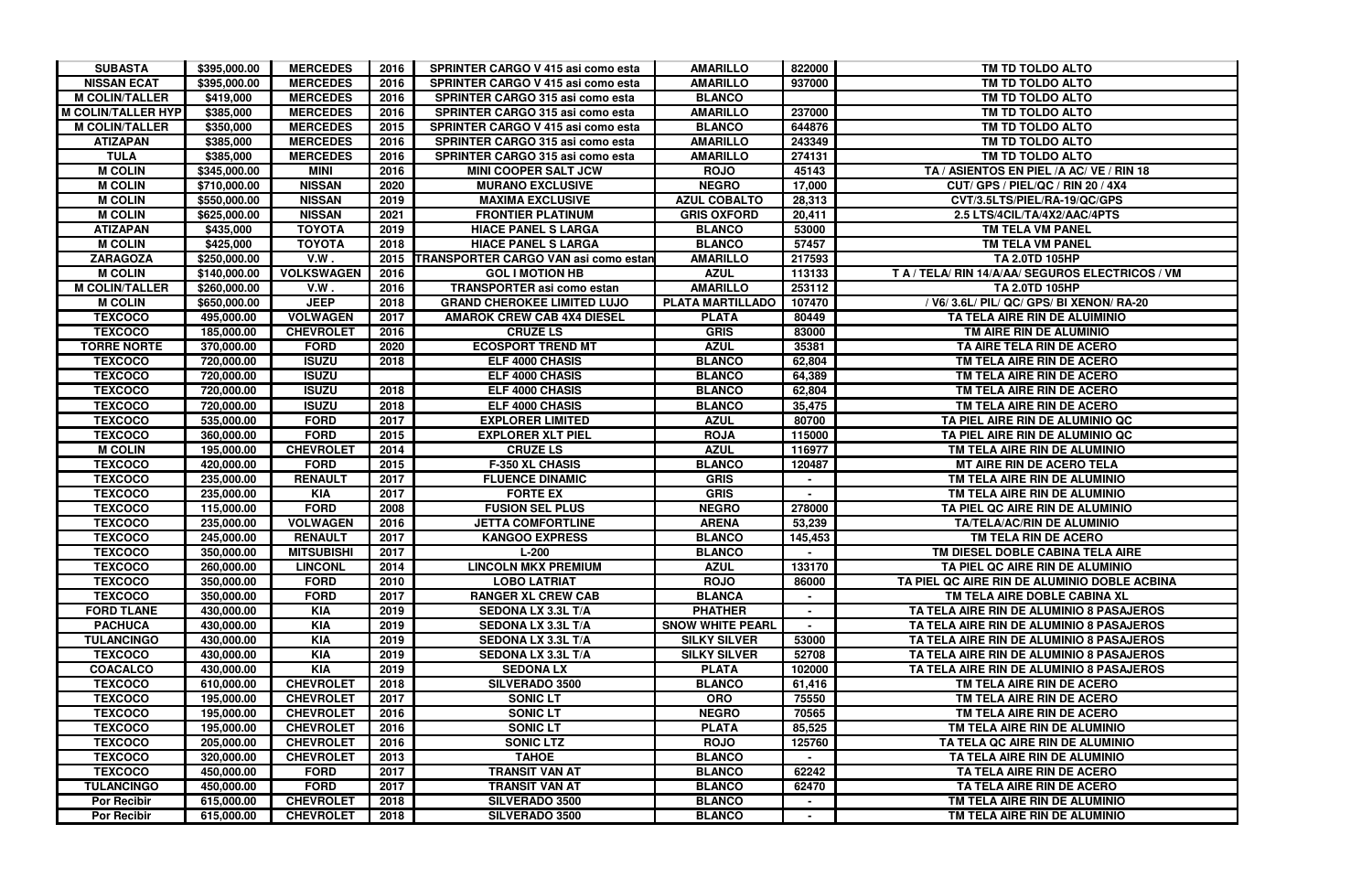| SUBASTA | $395,000.00 | MERCEDES | 2016 | SPRINTER CARGO V 415 asi como esta | AMARILLO | 822000 | TM TD TOLDO ALTO |
|---|---|---|---|---|---|---|---|
| NISSAN ECAT | $395,000.00 | MERCEDES | 2016 | SPRINTER CARGO V 415 asi como esta | AMARILLO | 937000 | TM TD TOLDO ALTO |
| M COLIN/TALLER | $419,000 | MERCEDES | 2016 | SPRINTER CARGO 315 asi como esta | BLANCO | | TM TD TOLDO ALTO |
| M COLIN/TALLER HYP | $385,000 | MERCEDES | 2016 | SPRINTER CARGO 315 asi como esta | AMARILLO | 237000 | TM TD TOLDO ALTO |
| M COLIN/TALLER | $350,000 | MERCEDES | 2015 | SPRINTER CARGO V 415 asi como esta | BLANCO | 644876 | TM TD TOLDO ALTO |
| ATIZAPAN | $385,000 | MERCEDES | 2016 | SPRINTER CARGO 315 asi como esta | AMARILLO | 243349 | TM TD TOLDO ALTO |
| TULA | $385,000 | MERCEDES | 2016 | SPRINTER CARGO 315 asi como esta | AMARILLO | 274131 | TM TD TOLDO ALTO |
| M COLIN | $345,000.00 | MINI | 2016 | MINI COOPER SALT JCW | ROJO | 45143 | TA / ASIENTOS EN PIEL /A AC/ VE / RIN 18 |
| M COLIN | $710,000.00 | NISSAN | 2020 | MURANO EXCLUSIVE | NEGRO | 17,000 | CUT/ GPS / PIEL/QC / RIN 20 / 4X4 |
| M COLIN | $550,000.00 | NISSAN | 2019 | MAXIMA EXCLUSIVE | AZUL COBALTO | 28,313 | CVT/3.5LTS/PIEL/RA-19/QC/GPS |
| M COLIN | $625,000.00 | NISSAN | 2021 | FRONTIER PLATINUM | GRIS OXFORD | 20,411 | 2.5 LTS/4CIL/TA/4X2/AAC/4PTS |
| ATIZAPAN | $435,000 | TOYOTA | 2019 | HIACE PANEL S LARGA | BLANCO | 53000 | TM TELA VM PANEL |
| M COLIN | $425,000 | TOYOTA | 2018 | HIACE PANEL S LARGA | BLANCO | 57457 | TM TELA VM PANEL |
| ZARAGOZA | $250,000.00 | V.W . | 2015 | TRANSPORTER CARGO VAN asi como estan | AMARILLO | 217593 | TA 2.0TD 105HP |
| M COLIN | $140,000.00 | VOLKSWAGEN | 2016 | GOL I MOTION HB | AZUL | 113133 | T A / TELA/ RIN 14/A/AA/ SEGUROS ELECTRICOS / VM |
| M COLIN/TALLER | $260,000.00 | V.W . | 2016 | TRANSPORTER asi como estan | AMARILLO | 253112 | TA 2.0TD 105HP |
| M COLIN | $650,000.00 | JEEP | 2018 | GRAND CHEROKEE LIMITED LUJO | PLATA MARTILLADO | 107470 | / V6/ 3.6L/ PIL/ QC/ GPS/ BI XENON/ RA-20 |
| TEXCOCO | 495,000.00 | VOLWAGEN | 2017 | AMAROK CREW CAB 4X4 DIESEL | PLATA | 80449 | TA TELA AIRE RIN DE ALUIMINIO |
| TEXCOCO | 185,000.00 | CHEVROLET | 2016 | CRUZE LS | GRIS | 83000 | TM AIRE RIN DE ALUMINIO |
| TORRE NORTE | 370,000.00 | FORD | 2020 | ECOSPORT TREND MT | AZUL | 35381 | TA AIRE TELA RIN DE ACERO |
| TEXCOCO | 720,000.00 | ISUZU | 2018 | ELF 4000 CHASIS | BLANCO | 62,804 | TM TELA AIRE RIN DE ACERO |
| TEXCOCO | 720,000.00 | ISUZU | | ELF 4000 CHASIS | BLANCO | 64,389 | TM TELA AIRE RIN DE ACERO |
| TEXCOCO | 720,000.00 | ISUZU | 2018 | ELF 4000 CHASIS | BLANCO | 62,804 | TM TELA AIRE RIN DE ACERO |
| TEXCOCO | 720,000.00 | ISUZU | 2018 | ELF 4000 CHASIS | BLANCO | 35,475 | TM TELA AIRE RIN DE ACERO |
| TEXCOCO | 535,000.00 | FORD | 2017 | EXPLORER LIMITED | AZUL | 80700 | TA PIEL AIRE RIN DE ALUMINIO QC |
| TEXCOCO | 360,000.00 | FORD | 2015 | EXPLORER XLT PIEL | ROJA | 115000 | TA PIEL AIRE RIN DE ALUMINIO QC |
| M COLIN | 195,000.00 | CHEVROLET | 2014 | CRUZE LS | AZUL | 116977 | TM TELA AIRE RIN DE ALUMINIO |
| TEXCOCO | 420,000.00 | FORD | 2015 | F-350 XL CHASIS | BLANCO | 120487 | MT AIRE RIN DE ACERO TELA |
| TEXCOCO | 235,000.00 | RENAULT | 2017 | FLUENCE DINAMIC | GRIS | - | TM TELA AIRE RIN DE ALUMINIO |
| TEXCOCO | 235,000.00 | KIA | 2017 | FORTE EX | GRIS | - | TM TELA AIRE RIN DE ALUMINIO |
| TEXCOCO | 115,000.00 | FORD | 2008 | FUSION SEL PLUS | NEGRO | 278000 | TA PIEL QC AIRE RIN DE ALUMINIO |
| TEXCOCO | 235,000.00 | VOLWAGEN | 2016 | JETTA COMFORTLINE | ARENA | 53,239 | TA/TELA/AC/RIN DE ALUMINIO |
| TEXCOCO | 245,000.00 | RENAULT | 2017 | KANGOO EXPRESS | BLANCO | 145,453 | TM TELA RIN DE ACERO |
| TEXCOCO | 350,000.00 | MITSUBISHI | 2017 | L-200 | BLANCO | - | TM DIESEL DOBLE CABINA TELA AIRE |
| TEXCOCO | 260,000.00 | LINCONL | 2014 | LINCOLN MKX PREMIUM | AZUL | 133170 | TA PIEL QC AIRE RIN DE ALUMINIO |
| TEXCOCO | 350,000.00 | FORD | 2010 | LOBO LATRIAT | ROJO | 86000 | TA PIEL QC AIRE RIN DE ALUMINIO DOBLE ACBINA |
| TEXCOCO | 350,000.00 | FORD | 2017 | RANGER XL CREW CAB | BLANCA | - | TM TELA AIRE DOBLE CABINA XL |
| FORD TLANE | 430,000.00 | KIA | 2019 | SEDONA LX 3.3L T/A | PHATHER | - | TA TELA AIRE RIN DE ALUMINIO 8 PASAJEROS |
| PACHUCA | 430,000.00 | KIA | 2019 | SEDONA LX 3.3L T/A | SNOW WHITE PEARL | - | TA TELA AIRE RIN DE ALUMINIO 8 PASAJEROS |
| TULANCINGO | 430,000.00 | KIA | 2019 | SEDONA LX 3.3L T/A | SILKY SILVER | 53000 | TA TELA AIRE RIN DE ALUMINIO 8 PASAJEROS |
| TEXCOCO | 430,000.00 | KIA | 2019 | SEDONA LX 3.3L T/A | SILKY SILVER | 52708 | TA TELA AIRE RIN DE ALUMINIO 8 PASAJEROS |
| COACALCO | 430,000.00 | KIA | 2019 | SEDONA LX | PLATA | 102000 | TA TELA AIRE RIN DE ALUMINIO 8 PASAJEROS |
| TEXCOCO | 610,000.00 | CHEVROLET | 2018 | SILVERADO 3500 | BLANCO | 61,416 | TM TELA AIRE RIN DE ACERO |
| TEXCOCO | 195,000.00 | CHEVROLET | 2017 | SONIC LT | ORO | 75550 | TM TELA AIRE RIN DE ACERO |
| TEXCOCO | 195,000.00 | CHEVROLET | 2016 | SONIC LT | NEGRO | 70565 | TM TELA AIRE RIN DE ACERO |
| TEXCOCO | 195,000.00 | CHEVROLET | 2016 | SONIC LT | PLATA | 85,525 | TM TELA AIRE RIN DE ALUMINIO |
| TEXCOCO | 205,000.00 | CHEVROLET | 2016 | SONIC LTZ | ROJO | 125760 | TA TELA QC AIRE RIN DE ALUMINIO |
| TEXCOCO | 320,000.00 | CHEVROLET | 2013 | TAHOE | BLANCO | - | TA TELA AIRE RIN DE ALUMINIO |
| TEXCOCO | 450,000.00 | FORD | 2017 | TRANSIT VAN AT | BLANCO | 62242 | TA TELA AIRE RIN DE ACERO |
| TULANCINGO | 450,000.00 | FORD | 2017 | TRANSIT VAN AT | BLANCO | 62470 | TA TELA AIRE RIN DE ACERO |
| Por Recibir | 615,000.00 | CHEVROLET | 2018 | SILVERADO 3500 | BLANCO | - | TM TELA AIRE RIN DE ALUMINIO |
| Por Recibir | 615,000.00 | CHEVROLET | 2018 | SILVERADO 3500 | BLANCO | - | TM TELA AIRE RIN DE ALUMINIO |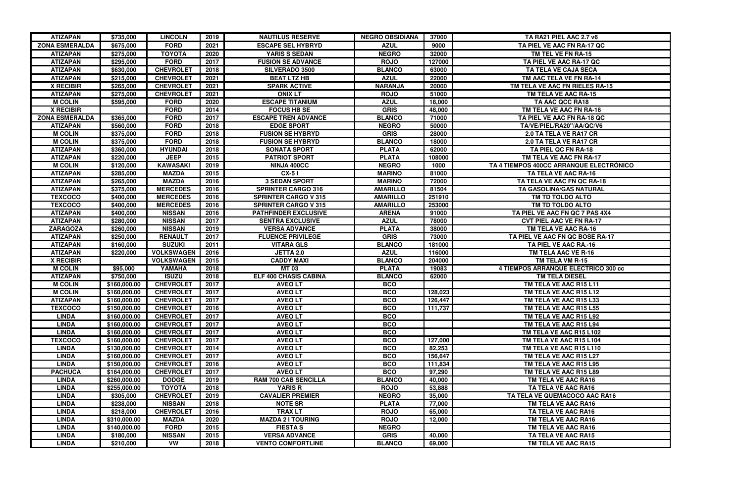| ATIZAPAN | $735,000 | LINCOLN | 2019 | NAUTILUS RESERVE | NEGRO OBSIDIANA | 37000 | TA RA21 PIEL AAC 2.7 v6 |
|---|---|---|---|---|---|---|---|
| ZONA ESMERALDA | $675,000 | FORD | 2021 | ESCAPE SEL HYBRYD | AZUL | 9000 | TA PIEL VE AAC FN RA-17 QC |
| ATIZAPAN | $275,000 | TOYOTA | 2020 | YARIS S SEDAN | NEGRO | 32000 | TM TEL VE FN RA-15 |
| ATIZAPAN | $295,000 | FORD | 2017 | FUSION SE ADVANCE | ROJO | 127000 | TA PIEL VE AAC RA-17 QC |
| ATIZAPAN | $630,000 | CHEVROLET | 2018 | SILVERADO 3500 | BLANCO | 63000 | TA TELA VE CAJA SECA |
| ATIZAPAN | $215,000 | CHEVROLET | 2021 | BEAT LTZ HB | AZUL | 22000 | TM AAC TELA VE FN RA-14 |
| X RECIBIR | $265,000 | CHEVROLET | 2021 | SPARK ACTIVE | NARANJA | 20000 | TM TELA VE AAC FN RIELES RA-15 |
| ATIZAPAN | $275,000 | CHEVROLET | 2021 | ONIX LT | ROJO | 51000 | TM TELA VE AAC RA-15 |
| M COLIN | $595,000 | FORD | 2020 | ESCAPE TITANIUM | AZUL | 18,000 | TA AAC QCC RA18 |
| X RECIBIR | | FORD | 2014 | FOCUS HB SE | GRIS | 48,000 | TM TELA VE AAC FN RA-16 |
| ZONA ESMERALDA | $365,000 | FORD | 2017 | ESCAPE TREN ADVANCE | BLANCO | 71000 | TA PIEL VE AAC FN RA-18 QC |
| ATIZAPAN | $560,000 | FORD | 2018 | EDGE SPORT | NEGRO | 50000 | TA/VE/PIEL/RA20"/AA/QC/V6 |
| M COLIN | $375,000 | FORD | 2018 | FUSION SE HYBRYD | GRIS | 28000 | 2.0 TA TELA VE RA17 CR |
| M COLIN | $375,000 | FORD | 2018 | FUSION SE HYBRYD | BLANCO | 18000 | 2.0 TA TELA VE RA17 CR |
| ATIZAPAN | $360,000 | HYUNDAI | 2018 | SONATA SPORT | PLATA | 62000 | TA PIEL QC FN RA-18 |
| ATIZAPAN | $220,000 | JEEP | 2015 | PATRIOT SPORT | PLATA | 108000 | TM TELA VE AAC FN RA-17 |
| M COLIN | $120,000 | KAWASAKI | 2019 | NINJA 400CC | NEGRO | 1000 | TA 4 TIEMPOS 400CC ARRANQUE ELECTRÓNICO |
| ATIZAPAN | $285,000 | MAZDA | 2015 | CX-5 I | MARINO | 81000 | TA TELA VE AAC RA-16 |
| ATIZAPAN | $265,000 | MAZDA | 2016 | 3 SEDAN SPORT | MARINO | 72000 | TA TELA VE AAC FN QC RA-18 |
| ATIZAPAN | $375,000 | MERCEDES | 2016 | SPRINTER CARGO 316 | AMARILLO | 81504 | TA GASOLINA/GAS NATURAL |
| TEXCOCO | $400,000 | MERCEDES | 2016 | SPRINTER CARGO V 315 | AMARILLO | 251910 | TM TD TOLDO ALTO |
| TEXCOCO | $400,000 | MERCEDES | 2016 | SPRINTER CARGO V 315 | AMARILLO | 253000 | TM TD TOLDO ALTO |
| ATIZAPAN | $400,000 | NISSAN | 2016 | PATHFINDER EXCLUSIVE | ARENA | 91000 | TA PIEL VE AAC FN QC 7 PAS 4X4 |
| ATIZAPAN | $280,000 | NISSAN | 2017 | SENTRA EXCLUSIVE | AZUL | 78000 | CVT PIEL AAC VE FN RA-17 |
| ZARAGOZA | $260,000 | NISSAN | 2019 | VERSA ADVANCE | PLATA | 38000 | TM TELA VE AAC RA-16 |
| ATIZAPAN | $250,000 | RENAULT | 2017 | FLUENCE PRIVILEGE | GRIS | 73000 | TA PIEL VE AAC FN QC BOSE RA-17 |
| ATIZAPAN | $160,000 | SUZUKI | 2011 | VITARA GLS | BLANCO | 181000 | TA PIEL VE AAC RA.-16 |
| ATIZAPAN | $220,000 | VOLKSWAGEN | 2016 | JETTA 2.0 | AZUL | 116000 | TM TELA AAC VE R-16 |
| X RECIBIR | | VOLKSWAGEN | 2015 | CADDY MAXI | BLANCO | 204000 | TM TELA VM R-15 |
| M COLIN | $95,000 | YAMAHA | 2018 | MT 03 | PLATA | 19083 | 4 TIEMPOS ARRANQUE ELECTRICO 300 cc |
| ATIZAPAN | $750,000 | ISUZU | 2018 | ELF 400 CHASIS CABINA | BLANCO | 62000 | TM TELA DIESEL |
| M COLIN | $160,000.00 | CHEVROLET | 2017 | AVEO LT | BCO | | TM TELA VE AAC R15 L11 |
| M COLIN | $160,000.00 | CHEVROLET | 2017 | AVEO LT | BCO | 128,023 | TM TELA VE AAC R15 L12 |
| ATIZAPAN | $160,000.00 | CHEVROLET | 2017 | AVEO LT | BCO | 126,447 | TM TELA VE AAC R15 L33 |
| TEXCOCO | $150,000.00 | CHEVROLET | 2016 | AVEO LT | BCO | 111,737 | TM TELA VE AAC R15 L55 |
| LINDA | $160,000.00 | CHEVROLET | 2017 | AVEO LT | BCO | | TM TELA VE AAC R15 L92 |
| LINDA | $160,000.00 | CHEVROLET | 2017 | AVEO LT | BCO | | TM TELA VE AAC R15 L94 |
| LINDA | $160,000.00 | CHEVROLET | 2017 | AVEO LT | BCO | | TM TELA VE AAC R15 L102 |
| TEXCOCO | $160,000.00 | CHEVROLET | 2017 | AVEO LT | BCO | 127,000 | TM TELA VE AAC R15 L104 |
| LINDA | $130,000.00 | CHEVROLET | 2014 | AVEO LT | BCO | 82,253 | TM TELA VE AAC R15 L110 |
| LINDA | $160,000.00 | CHEVROLET | 2017 | AVEO LT | BCO | 156,647 | TM TELA VE AAC R15 L27 |
| LINDA | $150,000.00 | CHEVROLET | 2016 | AVEO LT | BCO | 111,834 | TM TELA VE AAC R15 L95 |
| PACHUCA | $164,000.00 | CHEVROLET | 2017 | AVEO LT | BCO | 97,290 | TM TELA VE AAC R15 L89 |
| LINDA | $260,000.00 | DODGE | 2019 | RAM 700 CAB SENCILLA | BLANCO | 40,000 | TM TELA VE AAC RA16 |
| LINDA | $255,000.00 | TOYOTA | 2018 | YARIS R | ROJO | 53,888 | TA TELA VE AAC RA16 |
| LINDA | $305,000 | CHEVROLET | 2019 | CAVALIER PREMIER | NEGRO | 35,000 | TA TELA VE QUEMACOCO AAC RA16 |
| LINDA | $238,000 | NISSAN | 2018 | NOTE SR | PLATA | 77,000 | TM TELA VE AAC RA16 |
| LINDA | $218,000 | CHEVROLET | 2016 | TRAX LT | ROJO | 65,000 | TA TELA VE AAC RA16 |
| LINDA | $310,000.00 | MAZDA | 2020 | MAZDA 2 I TOURING | ROJO | 12,000 | TM TELA VE AAC RA16 |
| LINDA | $140,000.00 | FORD | 2015 | FIESTA S | NEGRO | | TM TELA VE AAC RA16 |
| LINDA | $180,000 | NISSAN | 2015 | VERSA ADVANCE | GRIS | 40,000 | TA TELA VE AAC RA15 |
| LINDA | $210,000 | VW | 2018 | VENTO COMFORTLINE | BLANCO | 69,000 | TM TELA VE AAC RA15 |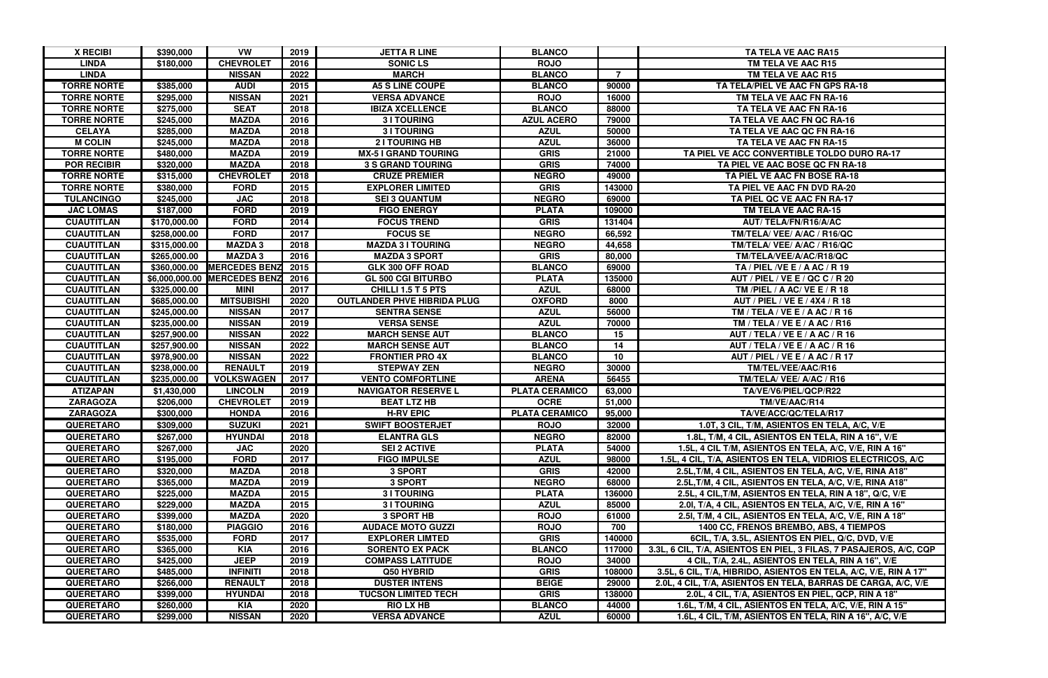| X RECIBI | $390,000 | VW | 2019 | JETTA R LINE | BLANCO | | TA TELA VE AAC RA15 |
|---|---|---|---|---|---|---|---|
| LINDA | $180,000 | CHEVROLET | 2016 | SONIC LS | ROJO | | TM TELA VE AAC R15 |
| LINDA | | NISSAN | 2022 | MARCH | BLANCO | 7 | TM TELA VE AAC R15 |
| TORRE NORTE | $385,000 | AUDI | 2015 | A5 S LINE COUPE | BLANCO | 90000 | TA TELA/PIEL VE AAC FN GPS RA-18 |
| TORRE NORTE | $295,000 | NISSAN | 2021 | VERSA ADVANCE | ROJO | 16000 | TM TELA VE AAC FN RA-16 |
| TORRE NORTE | $275,000 | SEAT | 2018 | IBIZA XCELLENCE | BLANCO | 88000 | TA TELA VE AAC FN RA-16 |
| TORRE NORTE | $245,000 | MAZDA | 2016 | 3 I TOURING | AZUL ACERO | 79000 | TA TELA VE AAC FN QC RA-16 |
| CELAYA | $285,000 | MAZDA | 2018 | 3 I TOURING | AZUL | 50000 | TA TELA VE AAC QC FN RA-16 |
| M COLIN | $245,000 | MAZDA | 2018 | 2 I TOURING HB | AZUL | 36000 | TA TELA VE AAC FN RA-15 |
| TORRE NORTE | $480,000 | MAZDA | 2019 | MX-5 I GRAND TOURING | GRIS | 21000 | TA PIEL VE ACC CONVERTIBLE TOLDO DURO RA-17 |
| POR RECIBIR | $320,000 | MAZDA | 2018 | 3 S GRAND TOURING | GRIS | 74000 | TA PIEL VE AAC BOSE QC FN RA-18 |
| TORRE NORTE | $315,000 | CHEVROLET | 2018 | CRUZE PREMIER | NEGRO | 49000 | TA PIEL VE AAC FN BOSE RA-18 |
| TORRE NORTE | $380,000 | FORD | 2015 | EXPLORER LIMITED | GRIS | 143000 | TA PIEL VE AAC FN DVD RA-20 |
| TULANCINGO | $245,000 | JAC | 2018 | SEI 3 QUANTUM | NEGRO | 69000 | TA PIEL QC VE AAC FN RA-17 |
| JAC LOMAS | $187,000 | FORD | 2019 | FIGO ENERGY | PLATA | 109000 | TM TELA VE AAC RA-15 |
| CUAUTITLAN | $170,000.00 | FORD | 2014 | FOCUS TREND | GRIS | 131404 | AUT/ TELA/FN/R16/A/AC |
| CUAUTITLAN | $258,000.00 | FORD | 2017 | FOCUS SE | NEGRO | 66,592 | TM/TELA/ VEE/ A/AC / R16/QC |
| CUAUTITLAN | $315,000.00 | MAZDA 3 | 2018 | MAZDA 3 I TOURING | NEGRO | 44,658 | TM/TELA/ VEE/ A/AC / R16/QC |
| CUAUTITLAN | $265,000.00 | MAZDA 3 | 2016 | MAZDA 3 SPORT | GRIS | 80,000 | TM/TELA/VEE/A/AC/R18/QC |
| CUAUTITLAN | $360,000.00 | MERCEDES BENZ | 2015 | GLK 300 OFF ROAD | BLANCO | 69000 | TA / PIEL /VE E / A AC / R 19 |
| CUAUTITLAN | $6,000,000.00 | MERCEDES BENZ | 2016 | GL 500 CGI BITURBO | PLATA | 135000 | AUT / PIEL / VE E / QC C / R 20 |
| CUAUTITLAN | $325,000.00 | MINI | 2017 | CHILLI 1.5 T 5 PTS | AZUL | 68000 | TM /PIEL / A AC/ VE E / R 18 |
| CUAUTITLAN | $685,000.00 | MITSUBISHI | 2020 | OUTLANDER PHVE HIBRIDA PLUG | OXFORD | 8000 | AUT / PIEL / VE E / 4X4 / R 18 |
| CUAUTITLAN | $245,000.00 | NISSAN | 2017 | SENTRA SENSE | AZUL | 56000 | TM / TELA / VE E / A AC / R 16 |
| CUAUTITLAN | $235,000.00 | NISSAN | 2019 | VERSA SENSE | AZUL | 70000 | TM / TELA / VE E / A AC / R16 |
| CUAUTITLAN | $257,900.00 | NISSAN | 2022 | MARCH SENSE AUT | BLANCO | 15 | AUT / TELA / VE E / A AC / R 16 |
| CUAUTITLAN | $257,900.00 | NISSAN | 2022 | MARCH SENSE AUT | BLANCO | 14 | AUT / TELA / VE E / A AC / R 16 |
| CUAUTITLAN | $978,900.00 | NISSAN | 2022 | FRONTIER PRO 4X | BLANCO | 10 | AUT / PIEL / VE E / A AC / R 17 |
| CUAUTITLAN | $238,000.00 | RENAULT | 2019 | STEPWAY ZEN | NEGRO | 30000 | TM/TEL/VEE/AAC/R16 |
| CUAUTITLAN | $235,000.00 | VOLKSWAGEN | 2017 | VENTO COMFORTLINE | ARENA | 56455 | TM/TELA/ VEE/ A/AC / R16 |
| ATIZAPAN | $1,430,000 | LINCOLN | 2019 | NAVIGATOR RESERVE L | PLATA CERAMICO | 63,000 | TA/VE/V6/PIEL/QCP/R22 |
| ZARAGOZA | $206,000 | CHEVROLET | 2019 | BEAT LTZ HB | OCRE | 51,000 | TM/VE/AAC/R14 |
| ZARAGOZA | $300,000 | HONDA | 2016 | H-RV EPIC | PLATA CERAMICO | 95,000 | TA/VE/ACC/QC/TELA/R17 |
| QUERETARO | $309,000 | SUZUKI | 2021 | SWIFT BOOSTERJET | ROJO | 32000 | 1.0T, 3 CIL, T/M, ASIENTOS EN TELA, A/C, V/E |
| QUERETARO | $267,000 | HYUNDAI | 2018 | ELANTRA GLS | NEGRO | 82000 | 1.8L, T/M, 4 CIL, ASIENTOS EN TELA, RIN A 16", V/E |
| QUERETARO | $267,000 | JAC | 2020 | SEI 2 ACTIVE | PLATA | 54000 | 1.5L, 4 CIL T/M, ASIENTOS EN TELA, A/C, V/E, RIN A 16" |
| QUERETARO | $195,000 | FORD | 2017 | FIGO IMPULSE | AZUL | 98000 | 1.5L, 4 CIL, T/A, ASIENTOS EN TELA, VIDRIOS ELECTRICOS, A/C |
| QUERETARO | $320,000 | MAZDA | 2018 | 3 SPORT | GRIS | 42000 | 2.5L,T/M, 4 CIL, ASIENTOS EN TELA, A/C, V/E, RINA A18" |
| QUERETARO | $365,000 | MAZDA | 2019 | 3 SPORT | NEGRO | 68000 | 2.5L,T/M, 4 CIL, ASIENTOS EN TELA, A/C, V/E, RINA A18" |
| QUERETARO | $225,000 | MAZDA | 2015 | 3 I TOURING | PLATA | 136000 | 2.5L, 4 CIL,T/M, ASIENTOS EN TELA, RIN A 18", Q/C, V/E |
| QUERETARO | $229,000 | MAZDA | 2015 | 3 I TOURING | AZUL | 85000 | 2.0l, T/A, 4 CIL, ASIENTOS EN TELA, A/C, V/E, RIN A 16" |
| QUERETARO | $399,000 | MAZDA | 2020 | 3 SPORT HB | ROJO | 61000 | 2.5l, T/M, 4 CIL, ASIENTOS EN TELA, A/C, V/E, RIN A 18" |
| QUERETARO | $180,000 | PIAGGIO | 2016 | AUDACE MOTO GUZZI | ROJO | 700 | 1400 CC, FRENOS BREMBO, ABS, 4 TIEMPOS |
| QUERETARO | $535,000 | FORD | 2017 | EXPLORER LIMTED | GRIS | 140000 | 6CIL, T/A, 3.5L, ASIENTOS EN PIEL, Q/C, DVD, V/E |
| QUERETARO | $365,000 | KIA | 2016 | SORENTO EX PACK | BLANCO | 117000 | 3.3L, 6 CIL, T/A, ASIENTOS EN PIEL, 3 FILAS, 7 PASAJEROS, A/C, CQP |
| QUERETARO | $425,000 | JEEP | 2019 | COMPASS LATITUDE | ROJO | 34000 | 4 CIL, T/A, 2.4L, ASIENTOS EN TELA, RIN A 16", V/E |
| QUERETARO | $485,000 | INFINITI | 2018 | Q50 HYBRID | GRIS | 108000 | 3.5L, 6 CIL, T/A, HIBRIDO, ASIENTOS EN TELA, A/C, V/E, RIN A 17" |
| QUERETARO | $266,000 | RENAULT | 2018 | DUSTER INTENS | BEIGE | 29000 | 2.0L, 4 CIL, T/A, ASIENTOS EN TELA, BARRAS DE CARGA, A/C, V/E |
| QUERETARO | $399,000 | HYUNDAI | 2018 | TUCSON LIMITED TECH | GRIS | 138000 | 2.0L, 4 CIL, T/A, ASIENTOS EN PIEL, QCP, RIN A 18" |
| QUERETARO | $260,000 | KIA | 2020 | RIO LX HB | BLANCO | 44000 | 1.6L, T/M, 4 CIL, ASIENTOS EN TELA, A/C, V/E, RIN A 15" |
| QUERETARO | $299,000 | NISSAN | 2020 | VERSA ADVANCE | AZUL | 60000 | 1.6L, 4 CIL, T/M, ASIENTOS EN TELA, RIN A 16", A/C, V/E |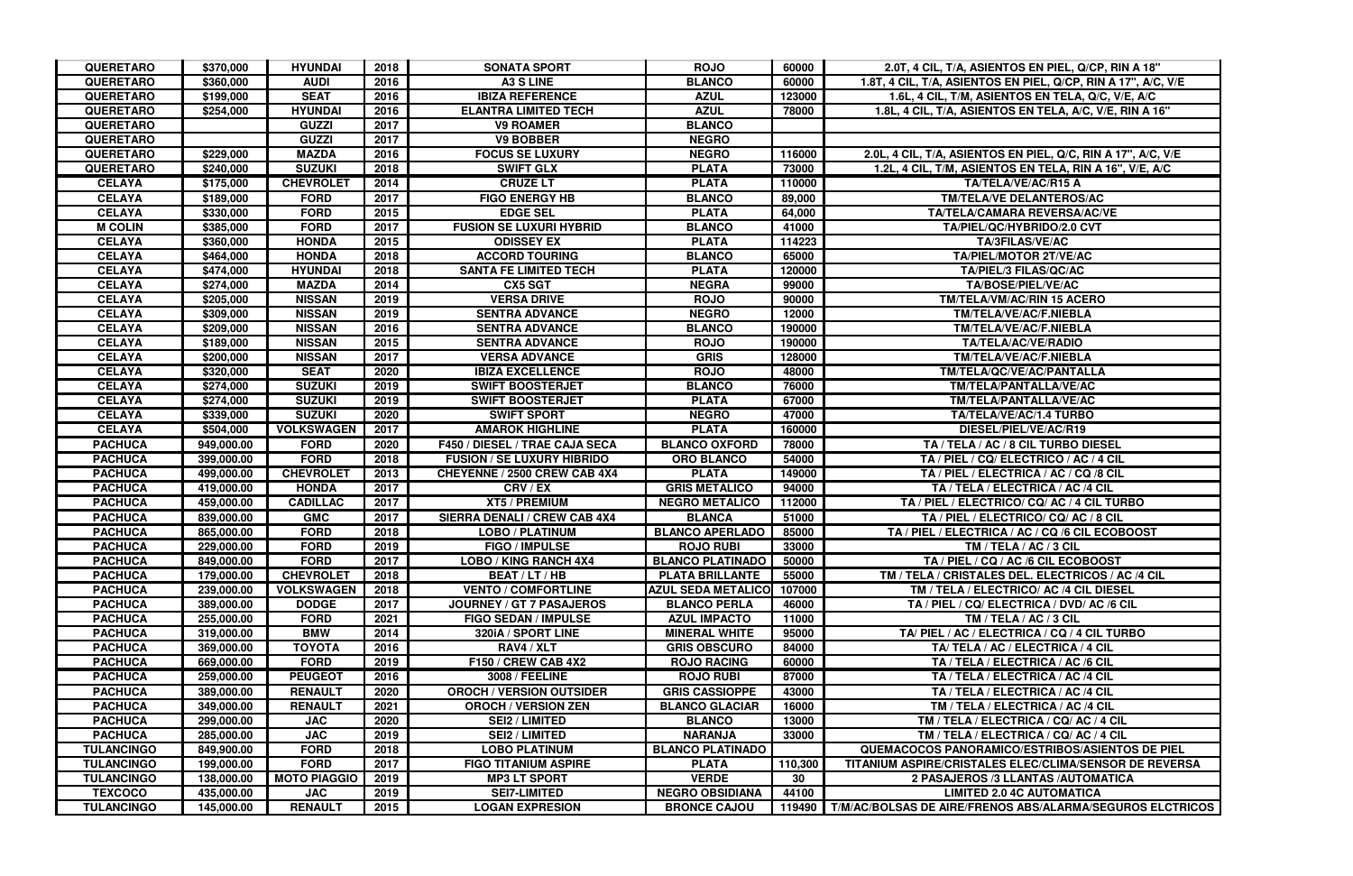| QUERETARO | $370,000 | HYUNDAI | 2018 | SONATA SPORT | ROJO | 60000 | 2.0T, 4 CIL, T/A, ASIENTOS EN PIEL, Q/CP, RIN A 18" |
|---|---|---|---|---|---|---|---|
| QUERETARO | $360,000 | AUDI | 2016 | A3 S LINE | BLANCO | 60000 | 1.8T, 4 CIL, T/A, ASIENTOS EN PIEL, Q/CP, RIN A 17", A/C, V/E |
| QUERETARO | $199,000 | SEAT | 2016 | IBIZA REFERENCE | AZUL | 123000 | 1.6L, 4 CIL, T/M, ASIENTOS EN TELA, Q/C, V/E, A/C |
| QUERETARO | $254,000 | HYUNDAI | 2016 | ELANTRA LIMITED TECH | AZUL | 78000 | 1.8L, 4 CIL, T/A, ASIENTOS EN TELA, A/C, V/E, RIN A 16" |
| QUERETARO | | GUZZI | 2017 | V9 ROAMER | BLANCO | | |
| QUERETARO | | GUZZI | 2017 | V9 BOBBER | NEGRO | | |
| QUERETARO | $229,000 | MAZDA | 2016 | FOCUS SE LUXURY | NEGRO | 116000 | 2.0L, 4 CIL, T/A, ASIENTOS EN PIEL, Q/C, RIN A 17", A/C, V/E |
| QUERETARO | $240,000 | SUZUKI | 2018 | SWIFT GLX | PLATA | 73000 | 1.2L, 4 CIL, T/M, ASIENTOS EN TELA, RIN A 16", V/E, A/C |
| CELAYA | $175,000 | CHEVROLET | 2014 | CRUZE LT | PLATA | 110000 | TA/TELA/VE/AC/R15 A |
| CELAYA | $189,000 | FORD | 2017 | FIGO ENERGY HB | BLANCO | 89,000 | TM/TELA/VE DELANTEROS/AC |
| CELAYA | $330,000 | FORD | 2015 | EDGE SEL | PLATA | 64,000 | TA/TELA/CAMARA REVERSA/AC/VE |
| M COLIN | $385,000 | FORD | 2017 | FUSION SE LUXURI HYBRID | BLANCO | 41000 | TA/PIEL/QC/HYBRIDO/2.0 CVT |
| CELAYA | $360,000 | HONDA | 2015 | ODISSEY EX | PLATA | 114223 | TA/3FILAS/VE/AC |
| CELAYA | $464,000 | HONDA | 2018 | ACCORD TOURING | BLANCO | 65000 | TA/PIEL/MOTOR 2T/VE/AC |
| CELAYA | $474,000 | HYUNDAI | 2018 | SANTA FE LIMITED TECH | PLATA | 120000 | TA/PIEL/3 FILAS/QC/AC |
| CELAYA | $274,000 | MAZDA | 2014 | CX5 SGT | NEGRA | 99000 | TA/BOSE/PIEL/VE/AC |
| CELAYA | $205,000 | NISSAN | 2019 | VERSA DRIVE | ROJO | 90000 | TM/TELA/VM/AC/RIN 15 ACERO |
| CELAYA | $309,000 | NISSAN | 2019 | SENTRA ADVANCE | NEGRO | 12000 | TM/TELA/VE/AC/F.NIEBLA |
| CELAYA | $209,000 | NISSAN | 2016 | SENTRA ADVANCE | BLANCO | 190000 | TM/TELA/VE/AC/F.NIEBLA |
| CELAYA | $189,000 | NISSAN | 2015 | SENTRA ADVANCE | ROJO | 190000 | TA/TELA/AC/VE/RADIO |
| CELAYA | $200,000 | NISSAN | 2017 | VERSA ADVANCE | GRIS | 128000 | TM/TELA/VE/AC/F.NIEBLA |
| CELAYA | $320,000 | SEAT | 2020 | IBIZA EXCELLENCE | ROJO | 48000 | TM/TELA/QC/VE/AC/PANTALLA |
| CELAYA | $274,000 | SUZUKI | 2019 | SWIFT BOOSTERJET | BLANCO | 76000 | TM/TELA/PANTALLA/VE/AC |
| CELAYA | $274,000 | SUZUKI | 2019 | SWIFT BOOSTERJET | PLATA | 67000 | TM/TELA/PANTALLA/VE/AC |
| CELAYA | $339,000 | SUZUKI | 2020 | SWIFT SPORT | NEGRO | 47000 | TA/TELA/VE/AC/1.4 TURBO |
| CELAYA | $504,000 | VOLKSWAGEN | 2017 | AMAROK HIGHLINE | PLATA | 160000 | DIESEL/PIEL/VE/AC/R19 |
| PACHUCA | 949,000.00 | FORD | 2020 | F450 / DIESEL / TRAE CAJA SECA | BLANCO OXFORD | 78000 | TA / TELA / AC / 8 CIL TURBO DIESEL |
| PACHUCA | 399,000.00 | FORD | 2018 | FUSION / SE LUXURY HIBRIDO | ORO BLANCO | 54000 | TA / PIEL / CQ/ ELECTRICO / AC / 4 CIL |
| PACHUCA | 499,000.00 | CHEVROLET | 2013 | CHEYENNE / 2500 CREW CAB 4X4 | PLATA | 149000 | TA / PIEL / ELECTRICA / AC / CQ /8 CIL |
| PACHUCA | 419,000.00 | HONDA | 2017 | CRV / EX | GRIS METALICO | 94000 | TA / TELA / ELECTRICA / AC /4 CIL |
| PACHUCA | 459,000.00 | CADILLAC | 2017 | XT5 / PREMIUM | NEGRO METALICO | 112000 | TA / PIEL / ELECTRICO/ CQ/ AC / 4 CIL TURBO |
| PACHUCA | 839,000.00 | GMC | 2017 | SIERRA DENALI / CREW CAB 4X4 | BLANCA | 51000 | TA / PIEL / ELECTRICO/ CQ/ AC / 8 CIL |
| PACHUCA | 865,000.00 | FORD | 2018 | LOBO / PLATINUM | BLANCO APERLADO | 85000 | TA / PIEL / ELECTRICA / AC / CQ /6 CIL ECOBOOST |
| PACHUCA | 229,000.00 | FORD | 2019 | FIGO / IMPULSE | ROJO RUBI | 33000 | TM / TELA / AC / 3 CIL |
| PACHUCA | 849,000.00 | FORD | 2017 | LOBO / KING RANCH 4X4 | BLANCO PLATINADO | 50000 | TA / PIEL / CQ / AC /6 CIL ECOBOOST |
| PACHUCA | 179,000.00 | CHEVROLET | 2018 | BEAT / LT / HB | PLATA BRILLANTE | 55000 | TM / TELA / CRISTALES DEL. ELECTRICOS / AC /4 CIL |
| PACHUCA | 239,000.00 | VOLKSWAGEN | 2018 | VENTO / COMFORTLINE | AZUL SEDA METALICO | 107000 | TM / TELA / ELECTRICO/ AC /4 CIL DIESEL |
| PACHUCA | 389,000.00 | DODGE | 2017 | JOURNEY / GT 7 PASAJEROS | BLANCO PERLA | 46000 | TA / PIEL / CQ/ ELECTRICA / DVD/ AC /6 CIL |
| PACHUCA | 255,000.00 | FORD | 2021 | FIGO SEDAN / IMPULSE | AZUL IMPACTO | 11000 | TM / TELA / AC / 3 CIL |
| PACHUCA | 319,000.00 | BMW | 2014 | 320IA / SPORT LINE | MINERAL WHITE | 95000 | TA/ PIEL / AC / ELECTRICA / CQ / 4 CIL TURBO |
| PACHUCA | 369,000.00 | TOYOTA | 2016 | RAV4 / XLT | GRIS OBSCURO | 84000 | TA/ TELA / AC / ELECTRICA / 4 CIL |
| PACHUCA | 669,000.00 | FORD | 2019 | F150 / CREW CAB 4X2 | ROJO RACING | 60000 | TA / TELA / ELECTRICA / AC /6 CIL |
| PACHUCA | 259,000.00 | PEUGEOT | 2016 | 3008 / FEELINE | ROJO RUBI | 87000 | TA / TELA / ELECTRICA / AC /4 CIL |
| PACHUCA | 389,000.00 | RENAULT | 2020 | OROCH / VERSION OUTSIDER | GRIS CASSIOPPE | 43000 | TA / TELA / ELECTRICA / AC /4 CIL |
| PACHUCA | 349,000.00 | RENAULT | 2021 | OROCH / VERSION ZEN | BLANCO GLACIAR | 16000 | TM / TELA / ELECTRICA / AC /4 CIL |
| PACHUCA | 299,000.00 | JAC | 2020 | SEI2 / LIMITED | BLANCO | 13000 | TM / TELA / ELECTRICA / CQ/ AC / 4 CIL |
| PACHUCA | 285,000.00 | JAC | 2019 | SEI2 / LIMITED | NARANJA | 33000 | TM / TELA / ELECTRICA / CQ/ AC / 4 CIL |
| TULANCINGO | 849,900.00 | FORD | 2018 | LOBO PLATINUM | BLANCO PLATINADO | | QUEMACOCOS PANORAMICO/ESTRIBOS/ASIENTOS DE PIEL |
| TULANCINGO | 199,000.00 | FORD | 2017 | FIGO TITANIUM ASPIRE | PLATA | 110,300 | TITANIUM ASPIRE/CRISTALES ELEC/CLIMA/SENSOR DE REVERSA |
| TULANCINGO | 138,000.00 | MOTO PIAGGIO | 2019 | MP3 LT SPORT | VERDE | 30 | 2 PASAJEROS /3 LLANTAS /AUTOMATICA |
| TEXCOCO | 435,000.00 | JAC | 2019 | SEI7-LIMITED | NEGRO OBSIDIANA | 44100 | LIMITED 2.0 4C AUTOMATICA |
| TULANCINGO | 145,000.00 | RENAULT | 2015 | LOGAN EXPRESION | BRONCE CAJOU | 119490 | T/M/AC/BOLSAS DE AIRE/FRENOS ABS/ALARMA/SEGUROS ELCTRICOS |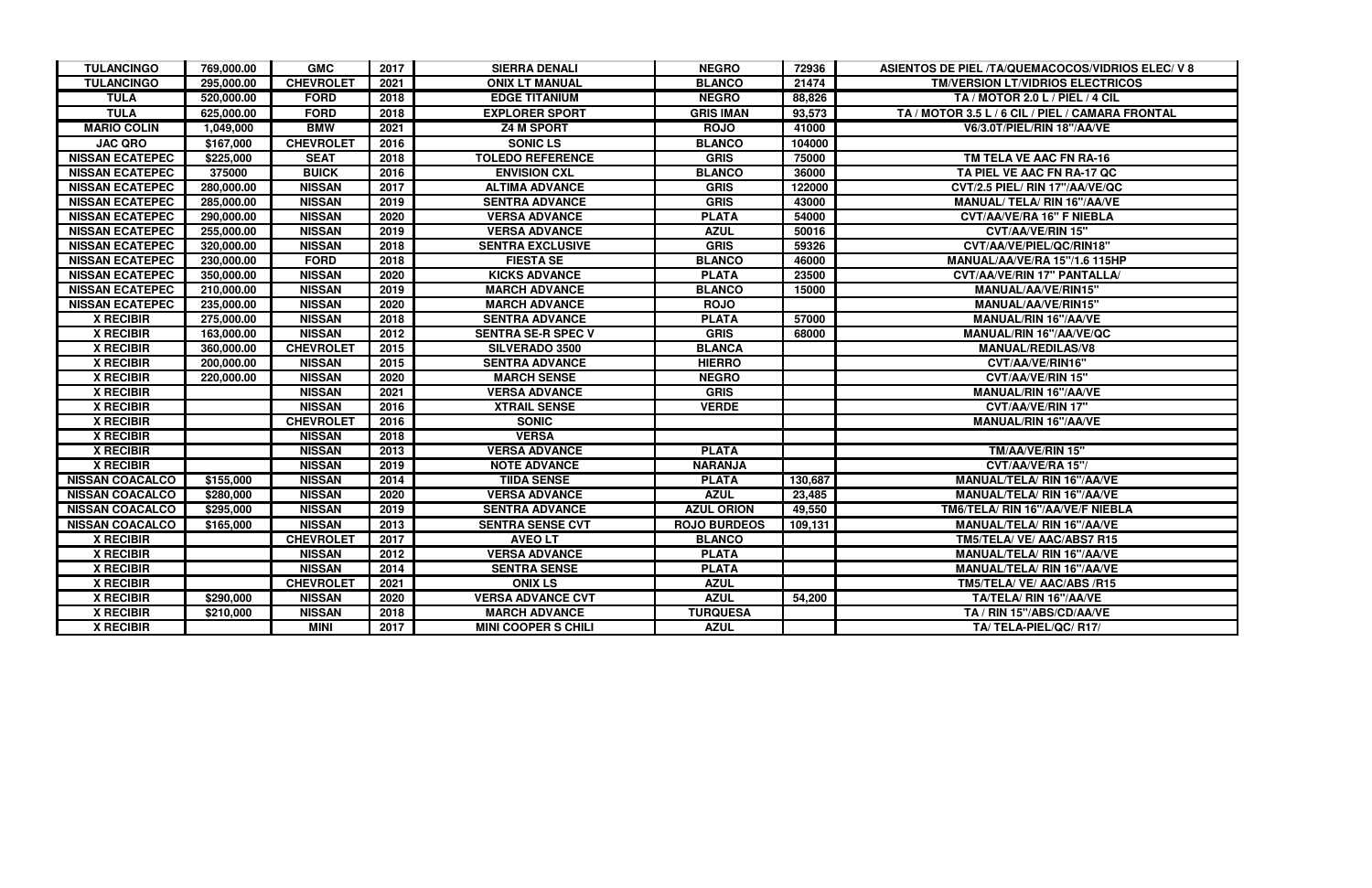| | | | | | | | |
|---|---|---|---|---|---|---|---|
| TULANCINGO | 769,000.00 | GMC | 2017 | SIERRA DENALI | NEGRO | 72936 | ASIENTOS DE PIEL /TA/QUEMACOCOS/VIDRIOS ELEC/ V 8 |
| TULANCINGO | 295,000.00 | CHEVROLET | 2021 | ONIX LT MANUAL | BLANCO | 21474 | TM/VERSION LT/VIDRIOS ELECTRICOS |
| TULA | 520,000.00 | FORD | 2018 | EDGE TITANIUM | NEGRO | 88,826 | TA / MOTOR 2.0 L / PIEL / 4 CIL |
| TULA | 625,000.00 | FORD | 2018 | EXPLORER SPORT | GRIS IMAN | 93,573 | TA / MOTOR 3.5 L / 6 CIL / PIEL / CAMARA FRONTAL |
| MARIO COLIN | 1,049,000 | BMW | 2021 | Z4 M SPORT | ROJO | 41000 | V6/3.0T/PIEL/RIN 18"/AA/VE |
| JAC QRO | $167,000 | CHEVROLET | 2016 | SONIC LS | BLANCO | 104000 | |
| NISSAN ECATEPEC | $225,000 | SEAT | 2018 | TOLEDO REFERENCE | GRIS | 75000 | TM TELA VE AAC FN RA-16 |
| NISSAN ECATEPEC | 375000 | BUICK | 2016 | ENVISION CXL | BLANCO | 36000 | TA PIEL VE AAC FN RA-17 QC |
| NISSAN ECATEPEC | 280,000.00 | NISSAN | 2017 | ALTIMA ADVANCE | GRIS | 122000 | CVT/2.5 PIEL/ RIN 17"/AA/VE/QC |
| NISSAN ECATEPEC | 285,000.00 | NISSAN | 2019 | SENTRA ADVANCE | GRIS | 43000 | MANUAL/ TELA/ RIN 16"/AA/VE |
| NISSAN ECATEPEC | 290,000.00 | NISSAN | 2020 | VERSA ADVANCE | PLATA | 54000 | CVT/AA/VE/RA 16" F NIEBLA |
| NISSAN ECATEPEC | 255,000.00 | NISSAN | 2019 | VERSA ADVANCE | AZUL | 50016 | CVT/AA/VE/RIN 15" |
| NISSAN ECATEPEC | 320,000.00 | NISSAN | 2018 | SENTRA EXCLUSIVE | GRIS | 59326 | CVT/AA/VE/PIEL/QC/RIN18" |
| NISSAN ECATEPEC | 230,000.00 | FORD | 2018 | FIESTA SE | BLANCO | 46000 | MANUAL/AA/VE/RA 15"/1.6 115HP |
| NISSAN ECATEPEC | 350,000.00 | NISSAN | 2020 | KICKS ADVANCE | PLATA | 23500 | CVT/AA/VE/RIN 17" PANTALLA/ |
| NISSAN ECATEPEC | 210,000.00 | NISSAN | 2019 | MARCH ADVANCE | BLANCO | 15000 | MANUAL/AA/VE/RIN15" |
| NISSAN ECATEPEC | 235,000.00 | NISSAN | 2020 | MARCH ADVANCE | ROJO | | MANUAL/AA/VE/RIN15" |
| X RECIBIR | 275,000.00 | NISSAN | 2018 | SENTRA ADVANCE | PLATA | 57000 | MANUAL/RIN 16"/AA/VE |
| X RECIBIR | 163,000.00 | NISSAN | 2012 | SENTRA SE-R SPEC V | GRIS | 68000 | MANUAL/RIN 16"/AA/VE/QC |
| X RECIBIR | 360,000.00 | CHEVROLET | 2015 | SILVERADO 3500 | BLANCA | | MANUAL/REDILAS/V8 |
| X RECIBIR | 200,000.00 | NISSAN | 2015 | SENTRA ADVANCE | HIERRO | | CVT/AA/VE/RIN16" |
| X RECIBIR | 220,000.00 | NISSAN | 2020 | MARCH SENSE | NEGRO | | CVT/AA/VE/RIN 15" |
| X RECIBIR | | NISSAN | 2021 | VERSA ADVANCE | GRIS | | MANUAL/RIN 16"/AA/VE |
| X RECIBIR | | NISSAN | 2016 | XTRAIL SENSE | VERDE | | CVT/AA/VE/RIN 17" |
| X RECIBIR | | CHEVROLET | 2016 | SONIC | | | MANUAL/RIN 16"/AA/VE |
| X RECIBIR | | NISSAN | 2018 | VERSA | | | |
| X RECIBIR | | NISSAN | 2013 | VERSA ADVANCE | PLATA | | TM/AA/VE/RIN 15" |
| X RECIBIR | | NISSAN | 2019 | NOTE ADVANCE | NARANJA | | CVT/AA/VE/RA 15"/ |
| NISSAN COACALCO | $155,000 | NISSAN | 2014 | TIIDA SENSE | PLATA | 130,687 | MANUAL/TELA/ RIN 16"/AA/VE |
| NISSAN COACALCO | $280,000 | NISSAN | 2020 | VERSA ADVANCE | AZUL | 23,485 | MANUAL/TELA/ RIN 16"/AA/VE |
| NISSAN COACALCO | $295,000 | NISSAN | 2019 | SENTRA ADVANCE | AZUL ORION | 49,550 | TM6/TELA/ RIN 16"/AA/VE/F NIEBLA |
| NISSAN COACALCO | $165,000 | NISSAN | 2013 | SENTRA SENSE CVT | ROJO BURDEOS | 109,131 | MANUAL/TELA/ RIN 16"/AA/VE |
| X RECIBIR | | CHEVROLET | 2017 | AVEO LT | BLANCO | | TM5/TELA/ VE/ AAC/ABS7 R15 |
| X RECIBIR | | NISSAN | 2012 | VERSA ADVANCE | PLATA | | MANUAL/TELA/ RIN 16"/AA/VE |
| X RECIBIR | | NISSAN | 2014 | SENTRA SENSE | PLATA | | MANUAL/TELA/ RIN 16"/AA/VE |
| X RECIBIR | | CHEVROLET | 2021 | ONIX LS | AZUL | | TM5/TELA/ VE/ AAC/ABS /R15 |
| X RECIBIR | $290,000 | NISSAN | 2020 | VERSA ADVANCE CVT | AZUL | 54,200 | TA/TELA/ RIN 16"/AA/VE |
| X RECIBIR | $210,000 | NISSAN | 2018 | MARCH ADVANCE | TURQUESA | | TA / RIN 15"/ABS/CD/AA/VE |
| X RECIBIR | | MINI | 2017 | MINI COOPER S CHILI | AZUL | | TA/ TELA-PIEL/QC/ R17/ |